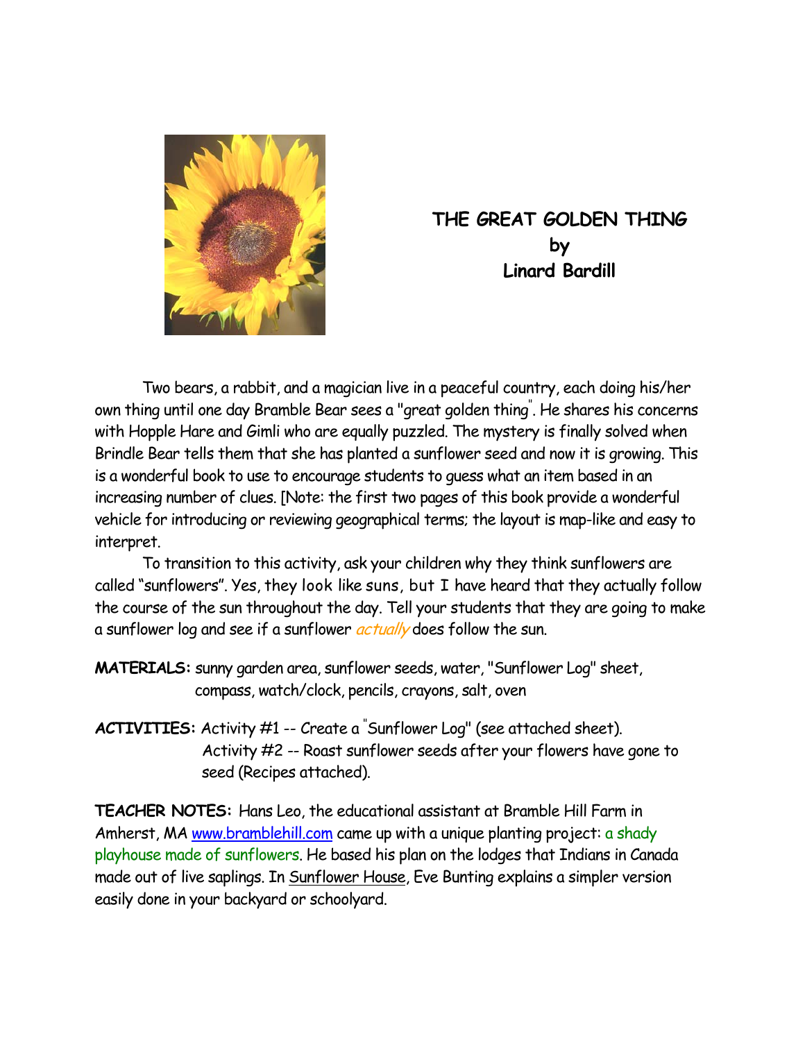# THE GREAT GOLDEN THING
## by
## Linard Bardill

Two bears, a rabbit, and a magician live in a peaceful country, each doing his/her own thing until one day Bramble Bear sees a "great golden thing". He shares his concerns with Hopple Hare and Gimli who are equally puzzled. The mystery is finally solved when Brindle Bear tells them that she has planted a sunflower seed and now it is growing. This is a wonderful book to use to encourage students to guess what an item based in an increasing number of clues. [Note: the first two pages of this book provide a wonderful vehicle for introducing or reviewing geographical terms; the layout is map-like and easy to interpret.

To transition to this activity, ask your children why they think sunflowers are called "sunflowers". Yes, they look like suns, but I have heard that they actually follow the course of the sun throughout the day. Tell your students that they are going to make a sunflower log and see if a sunflower *actually* does follow the sun.

**MATERIALS:** sunny garden area, sunflower seeds, water, "Sunflower Log" sheet, compass, watch/clock, pencils, crayons, salt, oven

**ACTIVITIES:** Activity #1 -- Create a "Sunflower Log" (see attached sheet).
Activity #2 -- Roast sunflower seeds after your flowers have gone to seed (Recipes attached).

**TEACHER NOTES:** Hans Leo, the educational assistant at Bramble Hill Farm in Amherst, MA www.bramblehill.com came up with a unique planting project: a shady playhouse made of sunflowers. He based his plan on the lodges that Indians in Canada made out of live saplings. In Sunflower House, Eve Bunting explains a simpler version easily done in your backyard or schoolyard.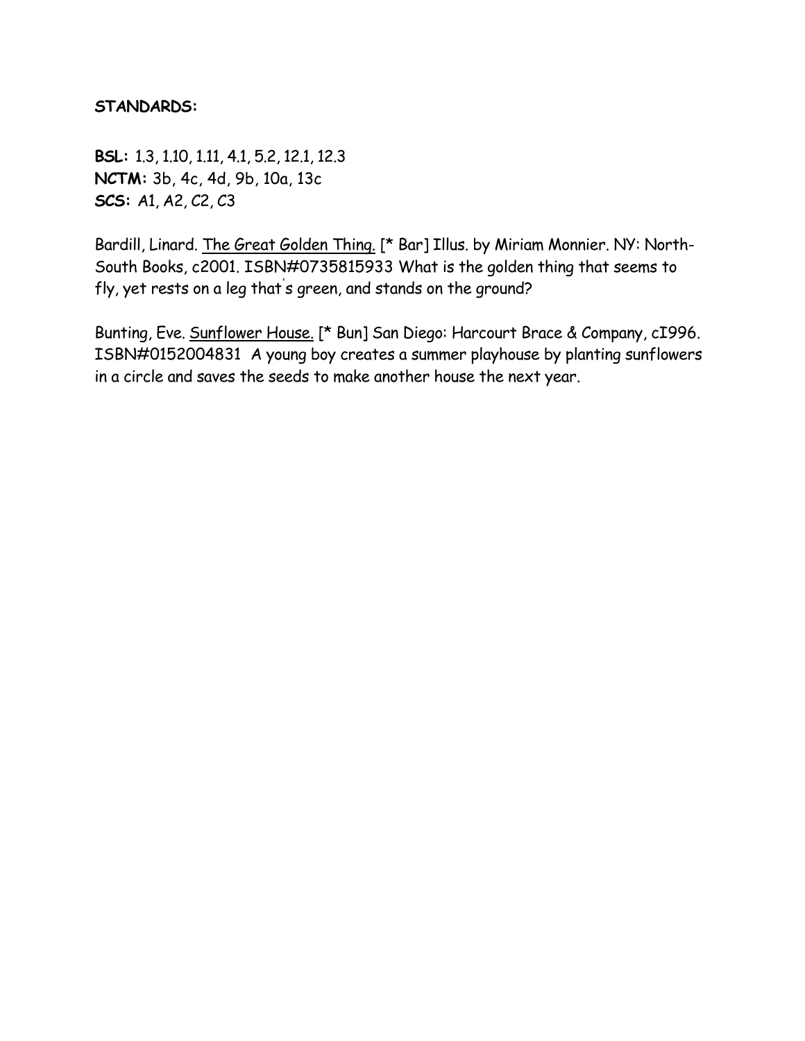**STANDARDS:**

**BSL:** 1.3, 1.10, 1.11, 4.1, 5.2, 12.1, 12.3
**NCTM:** 3b, 4c, 4d, 9b, 10a, 13c
**SCS:** A1, A2, C2, C3

Bardill, Linard. The Great Golden Thing. [* Bar] Illus. by Miriam Monnier. NY: North-South Books, c2001. ISBN#0735815933 What is the golden thing that seems to fly, yet rests on a leg that's green, and stands on the ground?

Bunting, Eve. Sunflower House. [* Bun] San Diego: Harcourt Brace & Company, cI996. ISBN#0152004831 A young boy creates a summer playhouse by planting sunflowers in a circle and saves the seeds to make another house the next year.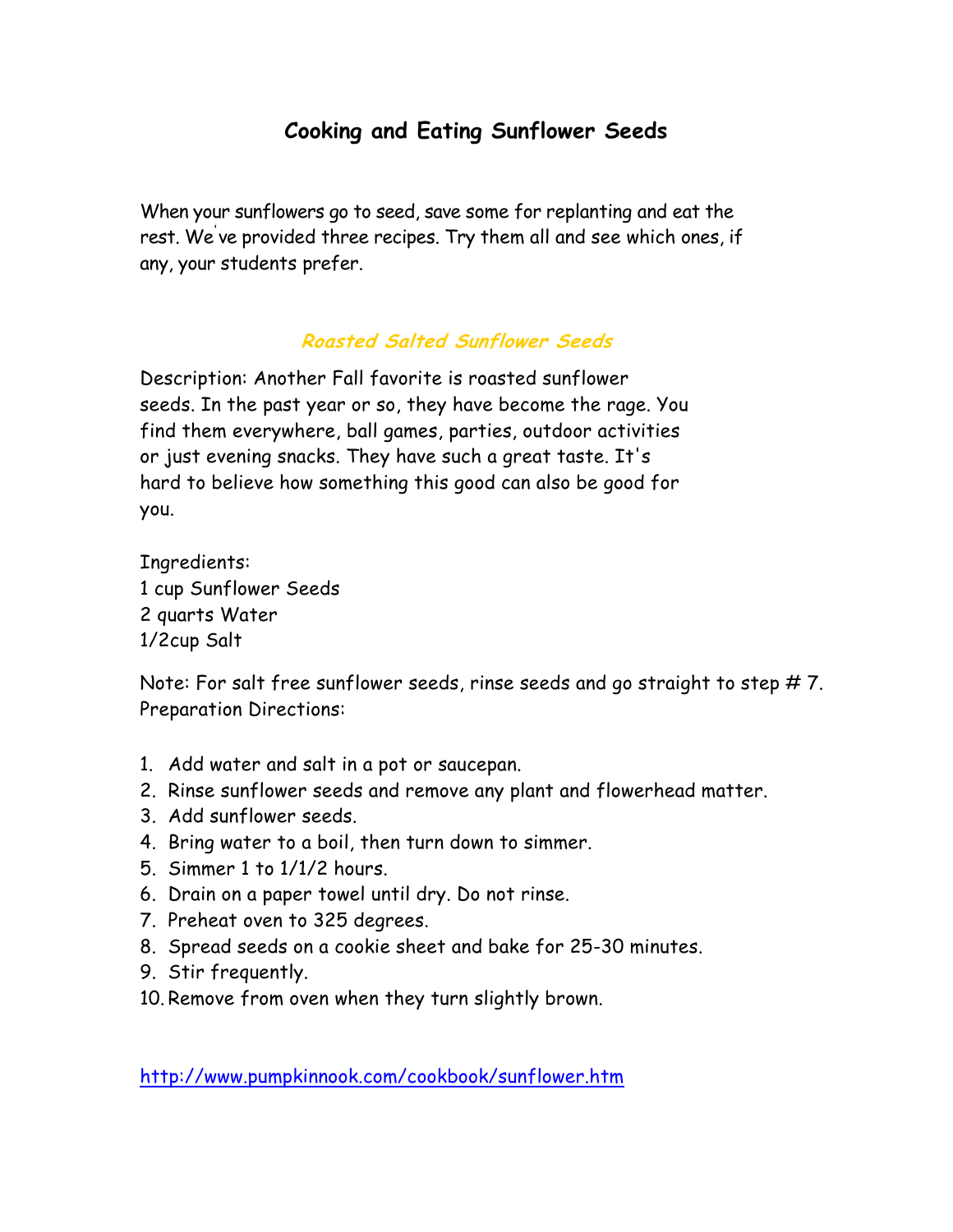# Cooking and Eating Sunflower Seeds

When your sunflowers go to seed, save some for replanting and eat the rest. We've provided three recipes. Try them all and see which ones, if any, your students prefer.

## *Roasted Salted Sunflower Seeds*

Description: Another Fall favorite is roasted sunflower seeds. In the past year or so, they have become the rage. You find them everywhere, ball games, parties, outdoor activities or just evening snacks. They have such a great taste. It's hard to believe how something this good can also be good for you.

Ingredients:
1 cup Sunflower Seeds
2 quarts Water
1/2cup Salt

Note: For salt free sunflower seeds, rinse seeds and go straight to step # 7.
Preparation Directions:

1. Add water and salt in a pot or saucepan.
2. Rinse sunflower seeds and remove any plant and flowerhead matter.
3. Add sunflower seeds.
4. Bring water to a boil, then turn down to simmer.
5. Simmer 1 to 1/1/2 hours.
6. Drain on a paper towel until dry. Do not rinse.
7. Preheat oven to 325 degrees.
8. Spread seeds on a cookie sheet and bake for 25-30 minutes.
9. Stir frequently.
10. Remove from oven when they turn slightly brown.

http://www.pumpkinnook.com/cookbook/sunflower.htm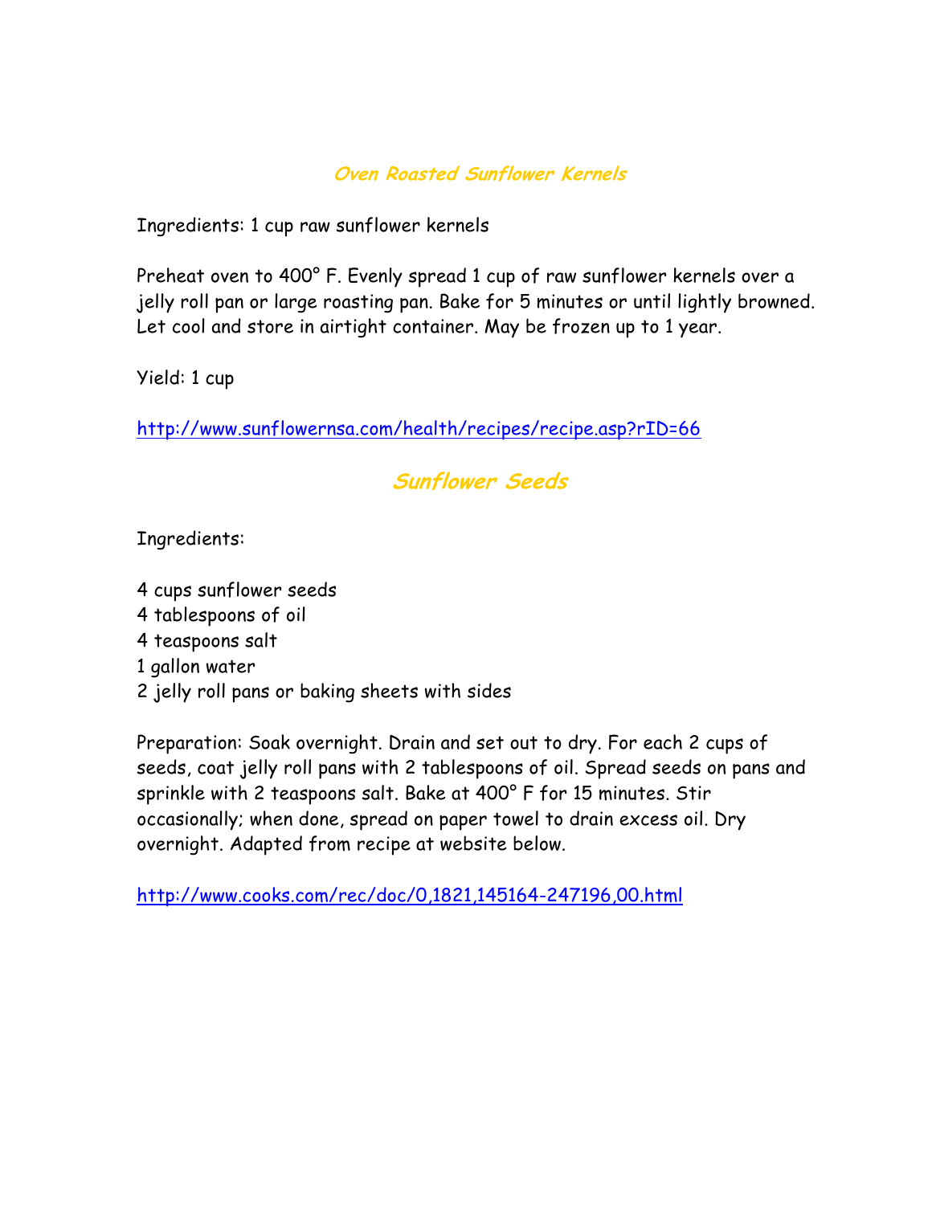## *Oven Roasted Sunflower Kernels*

Ingredients: 1 cup raw sunflower kernels

Preheat oven to 400° F. Evenly spread 1 cup of raw sunflower kernels over a jelly roll pan or large roasting pan. Bake for 5 minutes or until lightly browned. Let cool and store in airtight container. May be frozen up to 1 year.

Yield: 1 cup

http://www.sunflowernsa.com/health/recipes/recipe.asp?rID=66

## *Sunflower Seeds*

Ingredients:

4 cups sunflower seeds
4 tablespoons of oil
4 teaspoons salt
1 gallon water
2 jelly roll pans or baking sheets with sides

Preparation: Soak overnight. Drain and set out to dry. For each 2 cups of seeds, coat jelly roll pans with 2 tablespoons of oil. Spread seeds on pans and sprinkle with 2 teaspoons salt. Bake at 400° F for 15 minutes. Stir occasionally; when done, spread on paper towel to drain excess oil. Dry overnight. Adapted from recipe at website below.

http://www.cooks.com/rec/doc/0,1821,145164-247196,00.html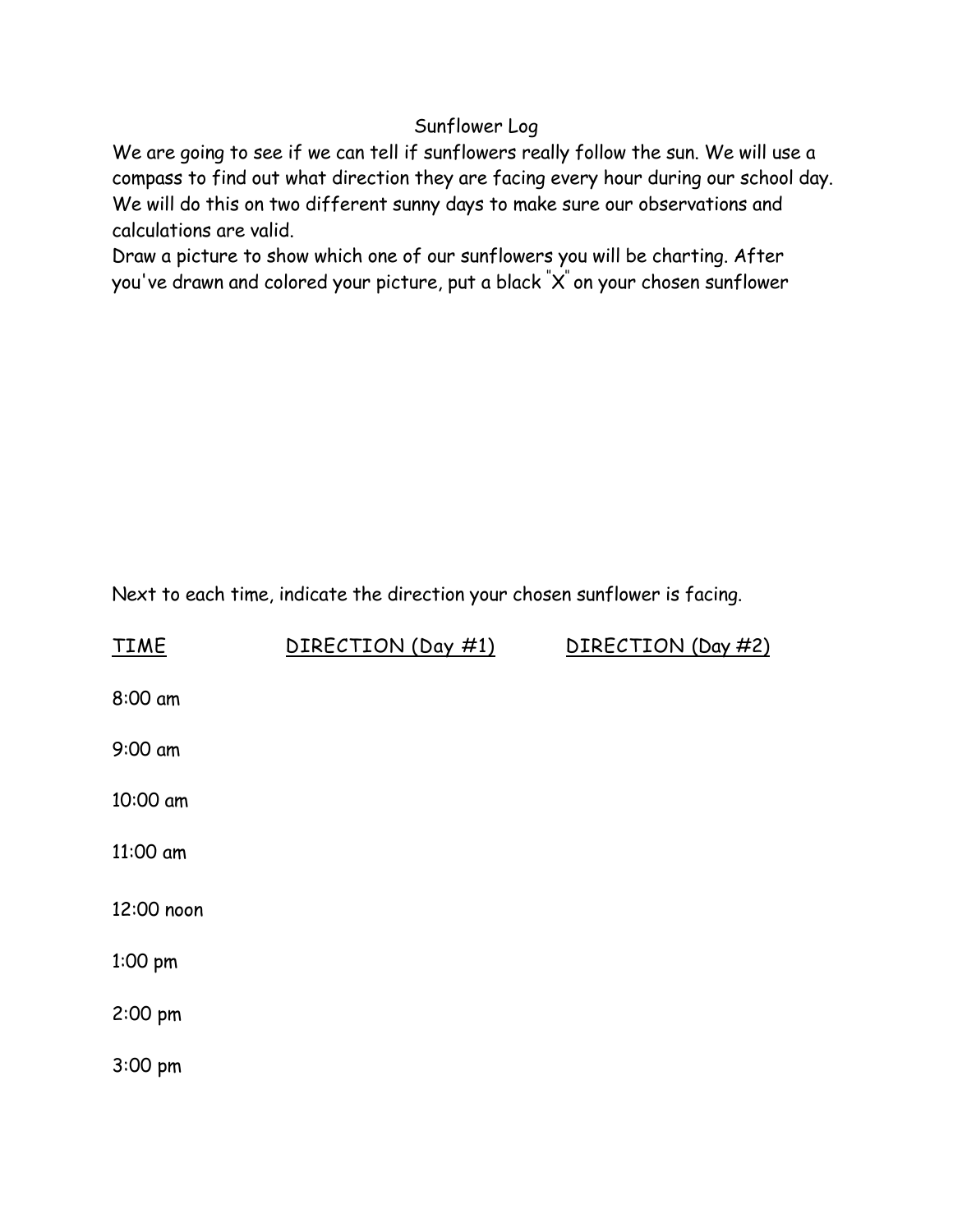# Sunflower Log

We are going to see if we can tell if sunflowers really follow the sun. We will use a compass to find out what direction they are facing every hour during our school day. We will do this on two different sunny days to make sure our observations and calculations are valid.

Draw a picture to show which one of our sunflowers you will be charting. After you've drawn and colored your picture, put a black "X" on your chosen sunflower

Next to each time, indicate the direction your chosen sunflower is facing.

| TIME | DIRECTION (Day #1) | DIRECTION (Day #2) |
| --- | --- | --- |
| 8:00 am | | |
| 9:00 am | | |
| 10:00 am | | |
| 11:00 am | | |
| 12:00 noon | | |
| 1:00 pm | | |
| 2:00 pm | | |
| 3:00 pm | | |